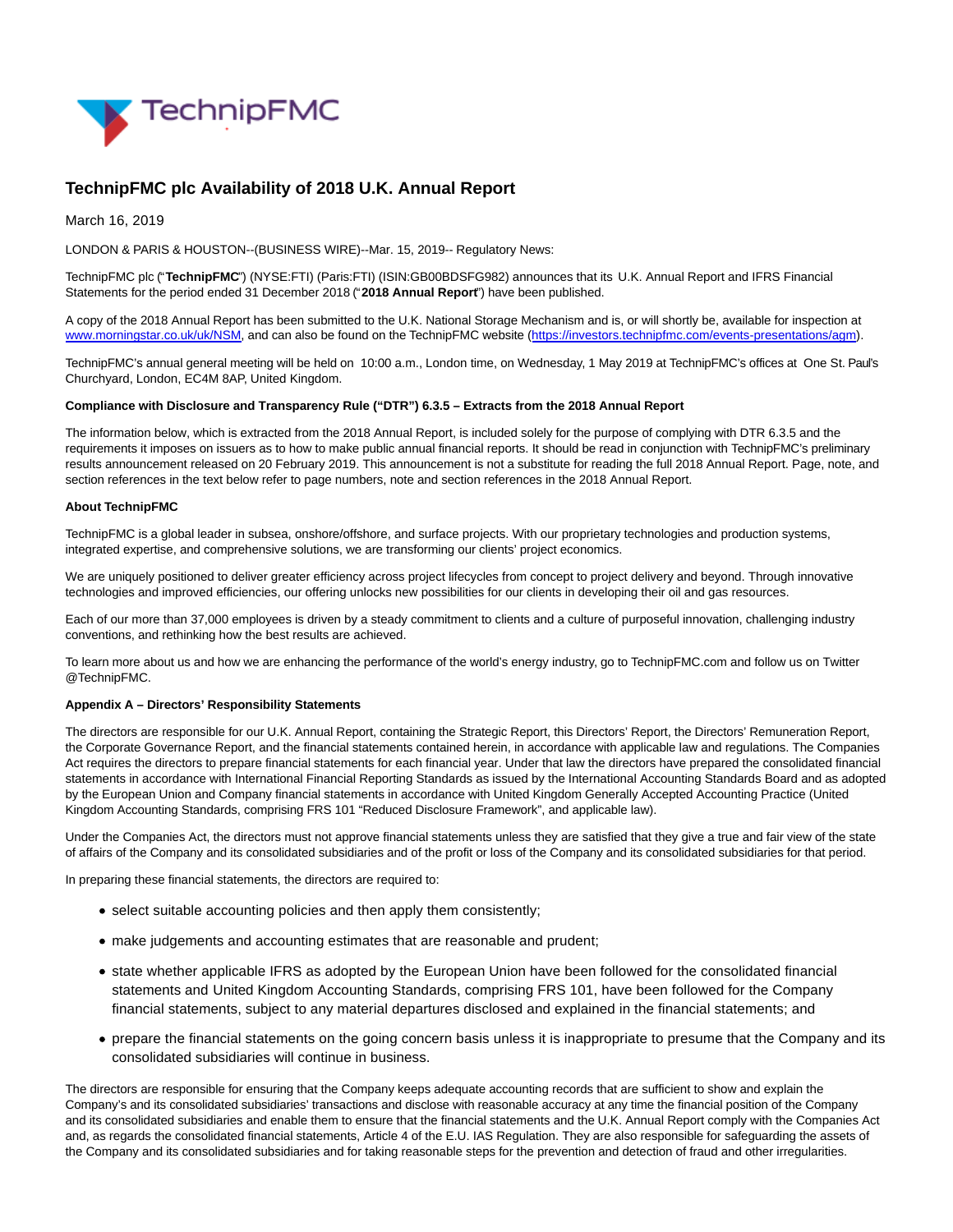# TechnipFMC plc Availability of 2018 U.K. Annual Report

March 16, 2019

LONDON & PARIS & HOUSTON--(BUSINESS WIRE)--Mar. 15, 2019-- Regulatory News:

TechnipFMC plc ("**TechnipFMC**") (NYSE:FTI) (Paris:FTI) (ISIN:GB00BDSFG982) announces that its U.K. Annual Report and IFRS Financial Statements for the period ended 31 December 2018 ("**2018 Annual Report**") have been published.

A copy of the 2018 Annual Report has been submitted to the U.K. National Storage Mechanism and is, or will shortly be, available for inspection at www.morningstar.co.uk/uk/NSM, and can also be found on the TechnipFMC website (https://investors.technipfmc.com/events-presentations/agm).

TechnipFMC's annual general meeting will be held on 10:00 a.m., London time, on Wednesday, 1 May 2019 at TechnipFMC's offices at One St. Paul's Churchyard, London, EC4M 8AP, United Kingdom.

**Compliance with Disclosure and Transparency Rule ("DTR") 6.3.5 – Extracts from the 2018 Annual Report**

The information below, which is extracted from the 2018 Annual Report, is included solely for the purpose of complying with DTR 6.3.5 and the requirements it imposes on issuers as to how to make public annual financial reports. It should be read in conjunction with TechnipFMC's preliminary results announcement released on 20 February 2019. This announcement is not a substitute for reading the full 2018 Annual Report. Page, note, and section references in the text below refer to page numbers, note and section references in the 2018 Annual Report.

**About TechnipFMC**

TechnipFMC is a global leader in subsea, onshore/offshore, and surface projects. With our proprietary technologies and production systems, integrated expertise, and comprehensive solutions, we are transforming our clients' project economics.

We are uniquely positioned to deliver greater efficiency across project lifecycles from concept to project delivery and beyond. Through innovative technologies and improved efficiencies, our offering unlocks new possibilities for our clients in developing their oil and gas resources.

Each of our more than 37,000 employees is driven by a steady commitment to clients and a culture of purposeful innovation, challenging industry conventions, and rethinking how the best results are achieved.

To learn more about us and how we are enhancing the performance of the world's energy industry, go to TechnipFMC.com and follow us on Twitter @TechnipFMC.

**Appendix A – Directors' Responsibility Statements**

The directors are responsible for our U.K. Annual Report, containing the Strategic Report, this Directors' Report, the Directors' Remuneration Report, the Corporate Governance Report, and the financial statements contained herein, in accordance with applicable law and regulations. The Companies Act requires the directors to prepare financial statements for each financial year. Under that law the directors have prepared the consolidated financial statements in accordance with International Financial Reporting Standards as issued by the International Accounting Standards Board and as adopted by the European Union and Company financial statements in accordance with United Kingdom Generally Accepted Accounting Practice (United Kingdom Accounting Standards, comprising FRS 101 "Reduced Disclosure Framework", and applicable law).

Under the Companies Act, the directors must not approve financial statements unless they are satisfied that they give a true and fair view of the state of affairs of the Company and its consolidated subsidiaries and of the profit or loss of the Company and its consolidated subsidiaries for that period.

In preparing these financial statements, the directors are required to:

- select suitable accounting policies and then apply them consistently;
- make judgements and accounting estimates that are reasonable and prudent;
- state whether applicable IFRS as adopted by the European Union have been followed for the consolidated financial statements and United Kingdom Accounting Standards, comprising FRS 101, have been followed for the Company financial statements, subject to any material departures disclosed and explained in the financial statements; and
- prepare the financial statements on the going concern basis unless it is inappropriate to presume that the Company and its consolidated subsidiaries will continue in business.

The directors are responsible for ensuring that the Company keeps adequate accounting records that are sufficient to show and explain the Company's and its consolidated subsidiaries' transactions and disclose with reasonable accuracy at any time the financial position of the Company and its consolidated subsidiaries and enable them to ensure that the financial statements and the U.K. Annual Report comply with the Companies Act and, as regards the consolidated financial statements, Article 4 of the E.U. IAS Regulation. They are also responsible for safeguarding the assets of the Company and its consolidated subsidiaries and for taking reasonable steps for the prevention and detection of fraud and other irregularities.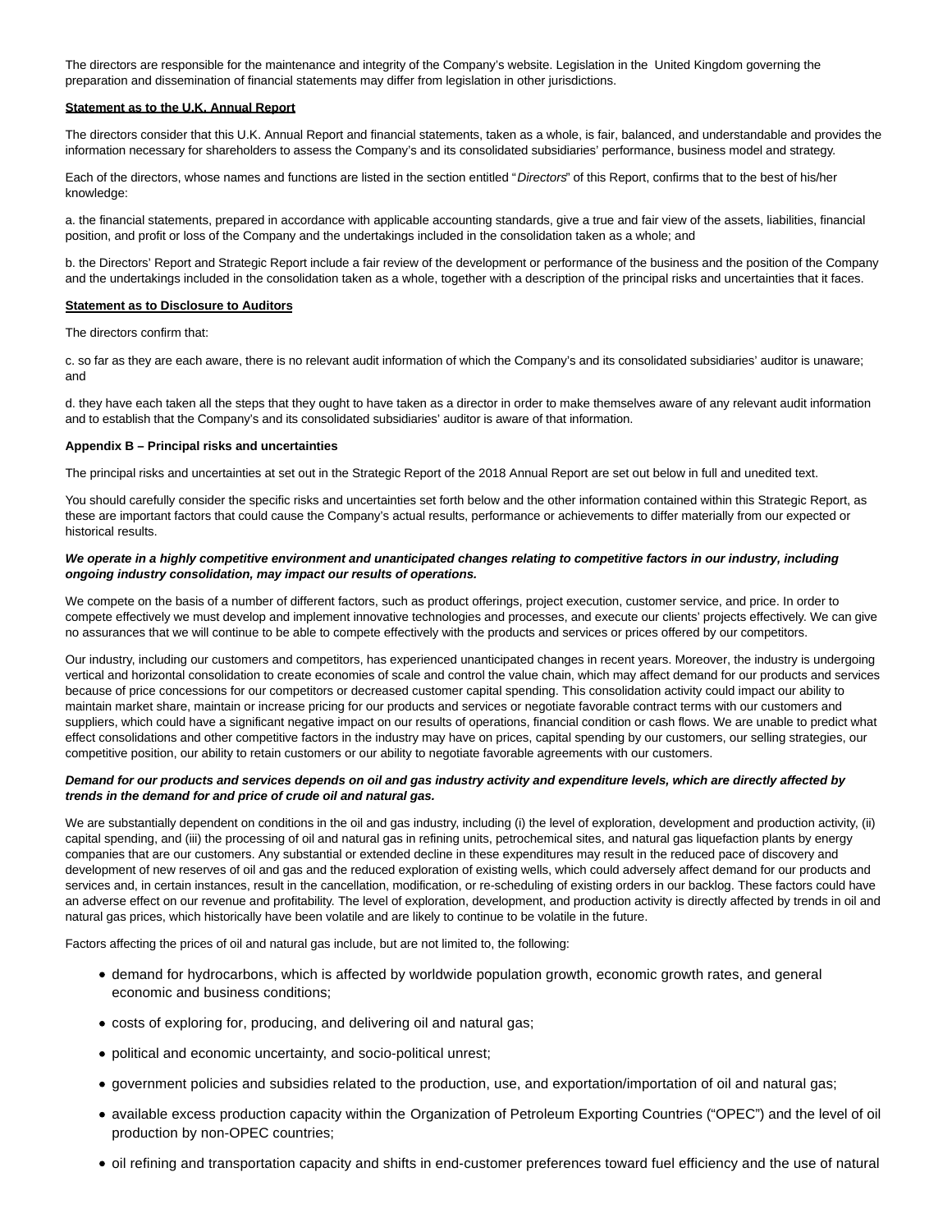The directors are responsible for the maintenance and integrity of the Company's website. Legislation in the United Kingdom governing the preparation and dissemination of financial statements may differ from legislation in other jurisdictions.

**Statement as to the U.K. Annual Report**

The directors consider that this U.K. Annual Report and financial statements, taken as a whole, is fair, balanced, and understandable and provides the information necessary for shareholders to assess the Company's and its consolidated subsidiaries' performance, business model and strategy.

Each of the directors, whose names and functions are listed in the section entitled "*Directors*" of this Report, confirms that to the best of his/her knowledge:

a. the financial statements, prepared in accordance with applicable accounting standards, give a true and fair view of the assets, liabilities, financial position, and profit or loss of the Company and the undertakings included in the consolidation taken as a whole; and

b. the Directors' Report and Strategic Report include a fair review of the development or performance of the business and the position of the Company and the undertakings included in the consolidation taken as a whole, together with a description of the principal risks and uncertainties that it faces.

**Statement as to Disclosure to Auditors**

The directors confirm that:

c. so far as they are each aware, there is no relevant audit information of which the Company's and its consolidated subsidiaries' auditor is unaware; and

d. they have each taken all the steps that they ought to have taken as a director in order to make themselves aware of any relevant audit information and to establish that the Company's and its consolidated subsidiaries' auditor is aware of that information.

**Appendix B – Principal risks and uncertainties**

The principal risks and uncertainties at set out in the Strategic Report of the 2018 Annual Report are set out below in full and unedited text.

You should carefully consider the specific risks and uncertainties set forth below and the other information contained within this Strategic Report, as these are important factors that could cause the Company's actual results, performance or achievements to differ materially from our expected or historical results.

***We operate in a highly competitive environment and unanticipated changes relating to competitive factors in our industry, including ongoing industry consolidation, may impact our results of operations.***

We compete on the basis of a number of different factors, such as product offerings, project execution, customer service, and price. In order to compete effectively we must develop and implement innovative technologies and processes, and execute our clients' projects effectively. We can give no assurances that we will continue to be able to compete effectively with the products and services or prices offered by our competitors.

Our industry, including our customers and competitors, has experienced unanticipated changes in recent years. Moreover, the industry is undergoing vertical and horizontal consolidation to create economies of scale and control the value chain, which may affect demand for our products and services because of price concessions for our competitors or decreased customer capital spending. This consolidation activity could impact our ability to maintain market share, maintain or increase pricing for our products and services or negotiate favorable contract terms with our customers and suppliers, which could have a significant negative impact on our results of operations, financial condition or cash flows. We are unable to predict what effect consolidations and other competitive factors in the industry may have on prices, capital spending by our customers, our selling strategies, our competitive position, our ability to retain customers or our ability to negotiate favorable agreements with our customers.

***Demand for our products and services depends on oil and gas industry activity and expenditure levels, which are directly affected by trends in the demand for and price of crude oil and natural gas.***

We are substantially dependent on conditions in the oil and gas industry, including (i) the level of exploration, development and production activity, (ii) capital spending, and (iii) the processing of oil and natural gas in refining units, petrochemical sites, and natural gas liquefaction plants by energy companies that are our customers. Any substantial or extended decline in these expenditures may result in the reduced pace of discovery and development of new reserves of oil and gas and the reduced exploration of existing wells, which could adversely affect demand for our products and services and, in certain instances, result in the cancellation, modification, or re-scheduling of existing orders in our backlog. These factors could have an adverse effect on our revenue and profitability. The level of exploration, development, and production activity is directly affected by trends in oil and natural gas prices, which historically have been volatile and are likely to continue to be volatile in the future.

Factors affecting the prices of oil and natural gas include, but are not limited to, the following:

- demand for hydrocarbons, which is affected by worldwide population growth, economic growth rates, and general economic and business conditions;
- costs of exploring for, producing, and delivering oil and natural gas;
- political and economic uncertainty, and socio-political unrest;
- government policies and subsidies related to the production, use, and exportation/importation of oil and natural gas;
- available excess production capacity within the Organization of Petroleum Exporting Countries ("OPEC") and the level of oil production by non-OPEC countries;
- oil refining and transportation capacity and shifts in end-customer preferences toward fuel efficiency and the use of natural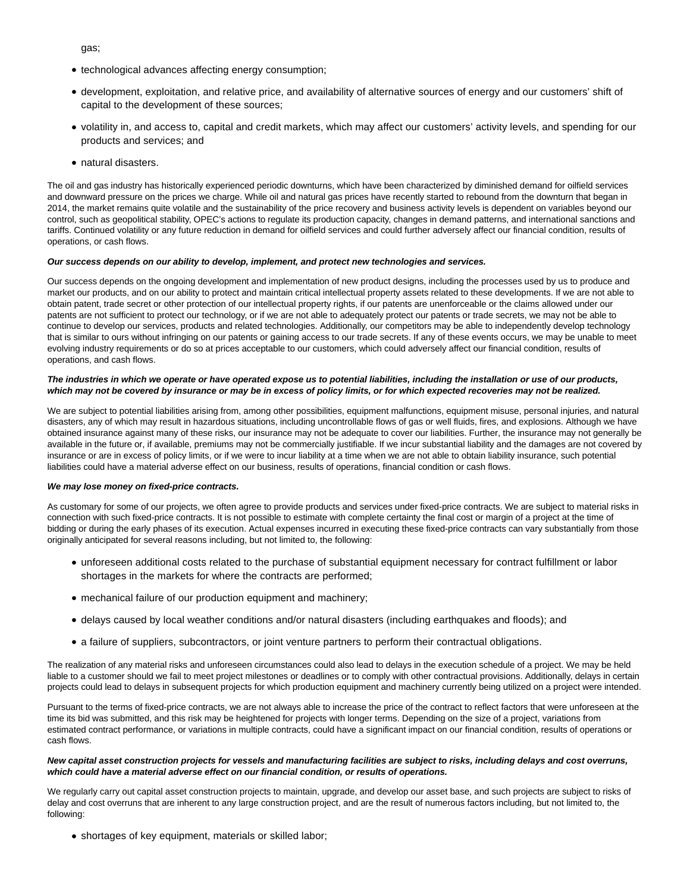gas;

- technological advances affecting energy consumption;
- development, exploitation, and relative price, and availability of alternative sources of energy and our customers' shift of capital to the development of these sources;
- volatility in, and access to, capital and credit markets, which may affect our customers' activity levels, and spending for our products and services; and
- natural disasters.

The oil and gas industry has historically experienced periodic downturns, which have been characterized by diminished demand for oilfield services and downward pressure on the prices we charge. While oil and natural gas prices have recently started to rebound from the downturn that began in 2014, the market remains quite volatile and the sustainability of the price recovery and business activity levels is dependent on variables beyond our control, such as geopolitical stability, OPEC's actions to regulate its production capacity, changes in demand patterns, and international sanctions and tariffs. Continued volatility or any future reduction in demand for oilfield services and could further adversely affect our financial condition, results of operations, or cash flows.

***Our success depends on our ability to develop, implement, and protect new technologies and services.***

Our success depends on the ongoing development and implementation of new product designs, including the processes used by us to produce and market our products, and on our ability to protect and maintain critical intellectual property assets related to these developments. If we are not able to obtain patent, trade secret or other protection of our intellectual property rights, if our patents are unenforceable or the claims allowed under our patents are not sufficient to protect our technology, or if we are not able to adequately protect our patents or trade secrets, we may not be able to continue to develop our services, products and related technologies. Additionally, our competitors may be able to independently develop technology that is similar to ours without infringing on our patents or gaining access to our trade secrets. If any of these events occurs, we may be unable to meet evolving industry requirements or do so at prices acceptable to our customers, which could adversely affect our financial condition, results of operations, and cash flows.

***The industries in which we operate or have operated expose us to potential liabilities, including the installation or use of our products, which may not be covered by insurance or may be in excess of policy limits, or for which expected recoveries may not be realized.***

We are subject to potential liabilities arising from, among other possibilities, equipment malfunctions, equipment misuse, personal injuries, and natural disasters, any of which may result in hazardous situations, including uncontrollable flows of gas or well fluids, fires, and explosions. Although we have obtained insurance against many of these risks, our insurance may not be adequate to cover our liabilities. Further, the insurance may not generally be available in the future or, if available, premiums may not be commercially justifiable. If we incur substantial liability and the damages are not covered by insurance or are in excess of policy limits, or if we were to incur liability at a time when we are not able to obtain liability insurance, such potential liabilities could have a material adverse effect on our business, results of operations, financial condition or cash flows.

***We may lose money on fixed-price contracts.***

As customary for some of our projects, we often agree to provide products and services under fixed-price contracts. We are subject to material risks in connection with such fixed-price contracts. It is not possible to estimate with complete certainty the final cost or margin of a project at the time of bidding or during the early phases of its execution. Actual expenses incurred in executing these fixed-price contracts can vary substantially from those originally anticipated for several reasons including, but not limited to, the following:

- unforeseen additional costs related to the purchase of substantial equipment necessary for contract fulfillment or labor shortages in the markets for where the contracts are performed;
- mechanical failure of our production equipment and machinery;
- delays caused by local weather conditions and/or natural disasters (including earthquakes and floods); and
- a failure of suppliers, subcontractors, or joint venture partners to perform their contractual obligations.

The realization of any material risks and unforeseen circumstances could also lead to delays in the execution schedule of a project. We may be held liable to a customer should we fail to meet project milestones or deadlines or to comply with other contractual provisions. Additionally, delays in certain projects could lead to delays in subsequent projects for which production equipment and machinery currently being utilized on a project were intended.

Pursuant to the terms of fixed-price contracts, we are not always able to increase the price of the contract to reflect factors that were unforeseen at the time its bid was submitted, and this risk may be heightened for projects with longer terms. Depending on the size of a project, variations from estimated contract performance, or variations in multiple contracts, could have a significant impact on our financial condition, results of operations or cash flows.

***New capital asset construction projects for vessels and manufacturing facilities are subject to risks, including delays and cost overruns, which could have a material adverse effect on our financial condition, or results of operations.***

We regularly carry out capital asset construction projects to maintain, upgrade, and develop our asset base, and such projects are subject to risks of delay and cost overruns that are inherent to any large construction project, and are the result of numerous factors including, but not limited to, the following:

- shortages of key equipment, materials or skilled labor;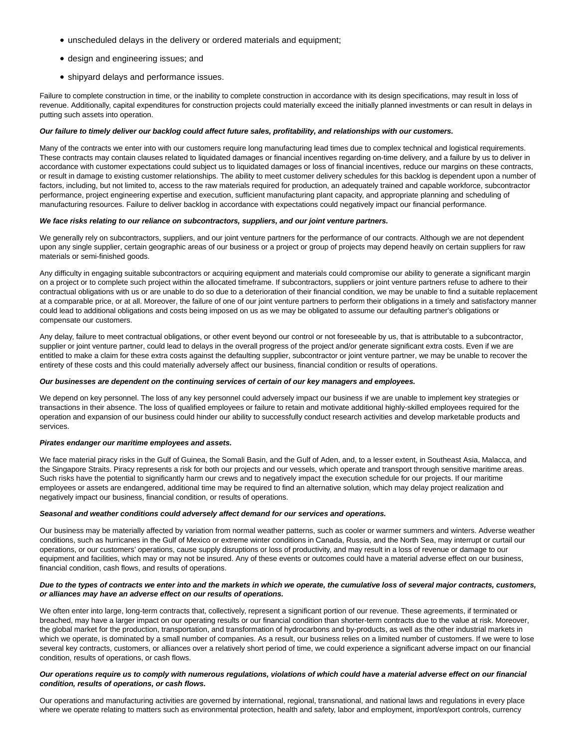- unscheduled delays in the delivery or ordered materials and equipment;
- design and engineering issues; and
- shipyard delays and performance issues.

Failure to complete construction in time, or the inability to complete construction in accordance with its design specifications, may result in loss of revenue. Additionally, capital expenditures for construction projects could materially exceed the initially planned investments or can result in delays in putting such assets into operation.

***Our failure to timely deliver our backlog could affect future sales, profitability, and relationships with our customers.***

Many of the contracts we enter into with our customers require long manufacturing lead times due to complex technical and logistical requirements. These contracts may contain clauses related to liquidated damages or financial incentives regarding on-time delivery, and a failure by us to deliver in accordance with customer expectations could subject us to liquidated damages or loss of financial incentives, reduce our margins on these contracts, or result in damage to existing customer relationships. The ability to meet customer delivery schedules for this backlog is dependent upon a number of factors, including, but not limited to, access to the raw materials required for production, an adequately trained and capable workforce, subcontractor performance, project engineering expertise and execution, sufficient manufacturing plant capacity, and appropriate planning and scheduling of manufacturing resources. Failure to deliver backlog in accordance with expectations could negatively impact our financial performance.

***We face risks relating to our reliance on subcontractors, suppliers, and our joint venture partners.***

We generally rely on subcontractors, suppliers, and our joint venture partners for the performance of our contracts. Although we are not dependent upon any single supplier, certain geographic areas of our business or a project or group of projects may depend heavily on certain suppliers for raw materials or semi-finished goods.

Any difficulty in engaging suitable subcontractors or acquiring equipment and materials could compromise our ability to generate a significant margin on a project or to complete such project within the allocated timeframe. If subcontractors, suppliers or joint venture partners refuse to adhere to their contractual obligations with us or are unable to do so due to a deterioration of their financial condition, we may be unable to find a suitable replacement at a comparable price, or at all. Moreover, the failure of one of our joint venture partners to perform their obligations in a timely and satisfactory manner could lead to additional obligations and costs being imposed on us as we may be obligated to assume our defaulting partner's obligations or compensate our customers.

Any delay, failure to meet contractual obligations, or other event beyond our control or not foreseeable by us, that is attributable to a subcontractor, supplier or joint venture partner, could lead to delays in the overall progress of the project and/or generate significant extra costs. Even if we are entitled to make a claim for these extra costs against the defaulting supplier, subcontractor or joint venture partner, we may be unable to recover the entirety of these costs and this could materially adversely affect our business, financial condition or results of operations.

***Our businesses are dependent on the continuing services of certain of our key managers and employees.***

We depend on key personnel. The loss of any key personnel could adversely impact our business if we are unable to implement key strategies or transactions in their absence. The loss of qualified employees or failure to retain and motivate additional highly-skilled employees required for the operation and expansion of our business could hinder our ability to successfully conduct research activities and develop marketable products and services.

***Pirates endanger our maritime employees and assets.***

We face material piracy risks in the Gulf of Guinea, the Somali Basin, and the Gulf of Aden, and, to a lesser extent, in Southeast Asia, Malacca, and the Singapore Straits. Piracy represents a risk for both our projects and our vessels, which operate and transport through sensitive maritime areas. Such risks have the potential to significantly harm our crews and to negatively impact the execution schedule for our projects. If our maritime employees or assets are endangered, additional time may be required to find an alternative solution, which may delay project realization and negatively impact our business, financial condition, or results of operations.

***Seasonal and weather conditions could adversely affect demand for our services and operations.***

Our business may be materially affected by variation from normal weather patterns, such as cooler or warmer summers and winters. Adverse weather conditions, such as hurricanes in the Gulf of Mexico or extreme winter conditions in Canada, Russia, and the North Sea, may interrupt or curtail our operations, or our customers' operations, cause supply disruptions or loss of productivity, and may result in a loss of revenue or damage to our equipment and facilities, which may or may not be insured. Any of these events or outcomes could have a material adverse effect on our business, financial condition, cash flows, and results of operations.

***Due to the types of contracts we enter into and the markets in which we operate, the cumulative loss of several major contracts, customers, or alliances may have an adverse effect on our results of operations.***

We often enter into large, long-term contracts that, collectively, represent a significant portion of our revenue. These agreements, if terminated or breached, may have a larger impact on our operating results or our financial condition than shorter-term contracts due to the value at risk. Moreover, the global market for the production, transportation, and transformation of hydrocarbons and by-products, as well as the other industrial markets in which we operate, is dominated by a small number of companies. As a result, our business relies on a limited number of customers. If we were to lose several key contracts, customers, or alliances over a relatively short period of time, we could experience a significant adverse impact on our financial condition, results of operations, or cash flows.

***Our operations require us to comply with numerous regulations, violations of which could have a material adverse effect on our financial condition, results of operations, or cash flows.***

Our operations and manufacturing activities are governed by international, regional, transnational, and national laws and regulations in every place where we operate relating to matters such as environmental protection, health and safety, labor and employment, import/export controls, currency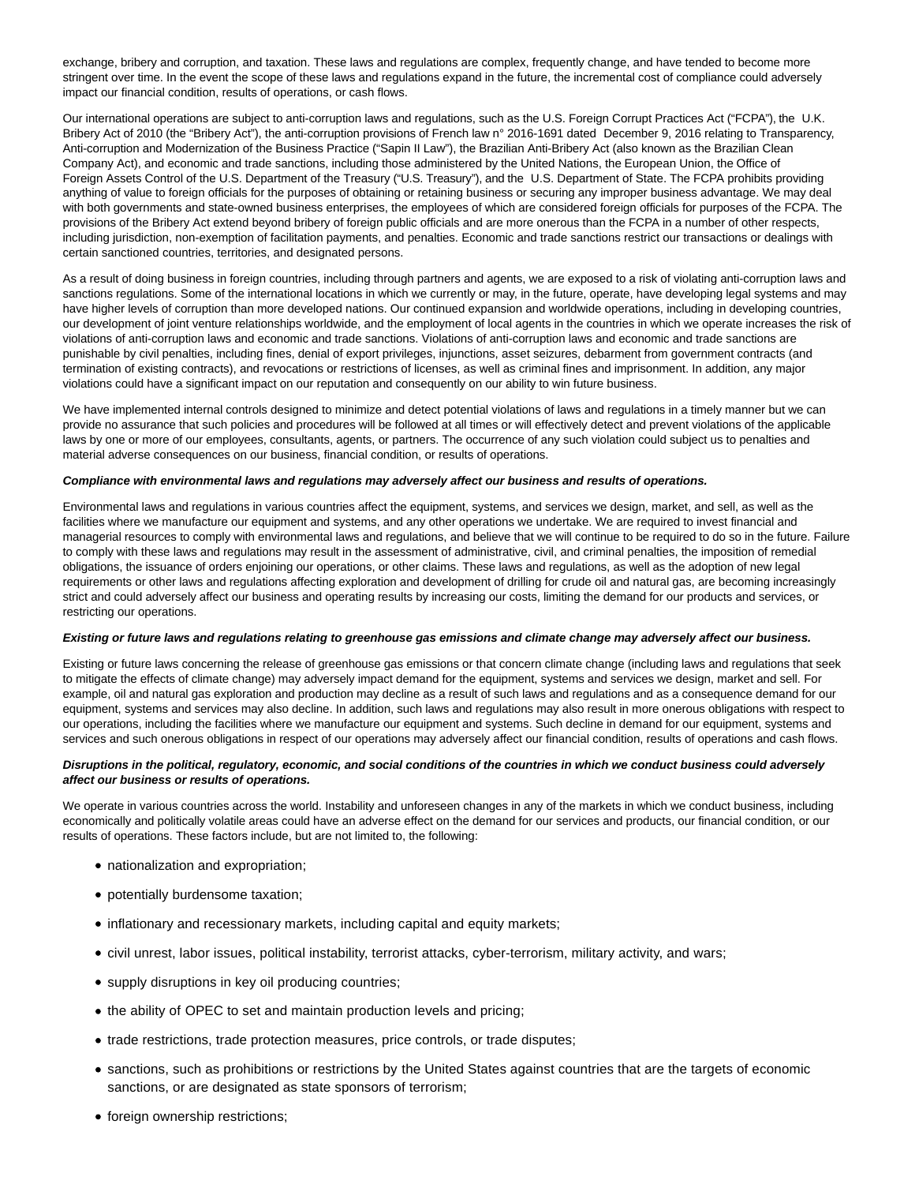exchange, bribery and corruption, and taxation. These laws and regulations are complex, frequently change, and have tended to become more stringent over time. In the event the scope of these laws and regulations expand in the future, the incremental cost of compliance could adversely impact our financial condition, results of operations, or cash flows.

Our international operations are subject to anti-corruption laws and regulations, such as the U.S. Foreign Corrupt Practices Act ("FCPA"), the U.K. Bribery Act of 2010 (the "Bribery Act"), the anti-corruption provisions of French law n° 2016-1691 dated December 9, 2016 relating to Transparency, Anti-corruption and Modernization of the Business Practice ("Sapin II Law"), the Brazilian Anti-Bribery Act (also known as the Brazilian Clean Company Act), and economic and trade sanctions, including those administered by the United Nations, the European Union, the Office of Foreign Assets Control of the U.S. Department of the Treasury ("U.S. Treasury"), and the U.S. Department of State. The FCPA prohibits providing anything of value to foreign officials for the purposes of obtaining or retaining business or securing any improper business advantage. We may deal with both governments and state-owned business enterprises, the employees of which are considered foreign officials for purposes of the FCPA. The provisions of the Bribery Act extend beyond bribery of foreign public officials and are more onerous than the FCPA in a number of other respects, including jurisdiction, non-exemption of facilitation payments, and penalties. Economic and trade sanctions restrict our transactions or dealings with certain sanctioned countries, territories, and designated persons.

As a result of doing business in foreign countries, including through partners and agents, we are exposed to a risk of violating anti-corruption laws and sanctions regulations. Some of the international locations in which we currently or may, in the future, operate, have developing legal systems and may have higher levels of corruption than more developed nations. Our continued expansion and worldwide operations, including in developing countries, our development of joint venture relationships worldwide, and the employment of local agents in the countries in which we operate increases the risk of violations of anti-corruption laws and economic and trade sanctions. Violations of anti-corruption laws and economic and trade sanctions are punishable by civil penalties, including fines, denial of export privileges, injunctions, asset seizures, debarment from government contracts (and termination of existing contracts), and revocations or restrictions of licenses, as well as criminal fines and imprisonment. In addition, any major violations could have a significant impact on our reputation and consequently on our ability to win future business.

We have implemented internal controls designed to minimize and detect potential violations of laws and regulations in a timely manner but we can provide no assurance that such policies and procedures will be followed at all times or will effectively detect and prevent violations of the applicable laws by one or more of our employees, consultants, agents, or partners. The occurrence of any such violation could subject us to penalties and material adverse consequences on our business, financial condition, or results of operations.

***Compliance with environmental laws and regulations may adversely affect our business and results of operations.***

Environmental laws and regulations in various countries affect the equipment, systems, and services we design, market, and sell, as well as the facilities where we manufacture our equipment and systems, and any other operations we undertake. We are required to invest financial and managerial resources to comply with environmental laws and regulations, and believe that we will continue to be required to do so in the future. Failure to comply with these laws and regulations may result in the assessment of administrative, civil, and criminal penalties, the imposition of remedial obligations, the issuance of orders enjoining our operations, or other claims. These laws and regulations, as well as the adoption of new legal requirements or other laws and regulations affecting exploration and development of drilling for crude oil and natural gas, are becoming increasingly strict and could adversely affect our business and operating results by increasing our costs, limiting the demand for our products and services, or restricting our operations.

***Existing or future laws and regulations relating to greenhouse gas emissions and climate change may adversely affect our business.***

Existing or future laws concerning the release of greenhouse gas emissions or that concern climate change (including laws and regulations that seek to mitigate the effects of climate change) may adversely impact demand for the equipment, systems and services we design, market and sell. For example, oil and natural gas exploration and production may decline as a result of such laws and regulations and as a consequence demand for our equipment, systems and services may also decline. In addition, such laws and regulations may also result in more onerous obligations with respect to our operations, including the facilities where we manufacture our equipment and systems. Such decline in demand for our equipment, systems and services and such onerous obligations in respect of our operations may adversely affect our financial condition, results of operations and cash flows.

***Disruptions in the political, regulatory, economic, and social conditions of the countries in which we conduct business could adversely affect our business or results of operations.***

We operate in various countries across the world. Instability and unforeseen changes in any of the markets in which we conduct business, including economically and politically volatile areas could have an adverse effect on the demand for our services and products, our financial condition, or our results of operations. These factors include, but are not limited to, the following:

- nationalization and expropriation;
- potentially burdensome taxation;
- inflationary and recessionary markets, including capital and equity markets;
- civil unrest, labor issues, political instability, terrorist attacks, cyber-terrorism, military activity, and wars;
- supply disruptions in key oil producing countries;
- the ability of OPEC to set and maintain production levels and pricing;
- trade restrictions, trade protection measures, price controls, or trade disputes;
- sanctions, such as prohibitions or restrictions by the United States against countries that are the targets of economic sanctions, or are designated as state sponsors of terrorism;
- foreign ownership restrictions;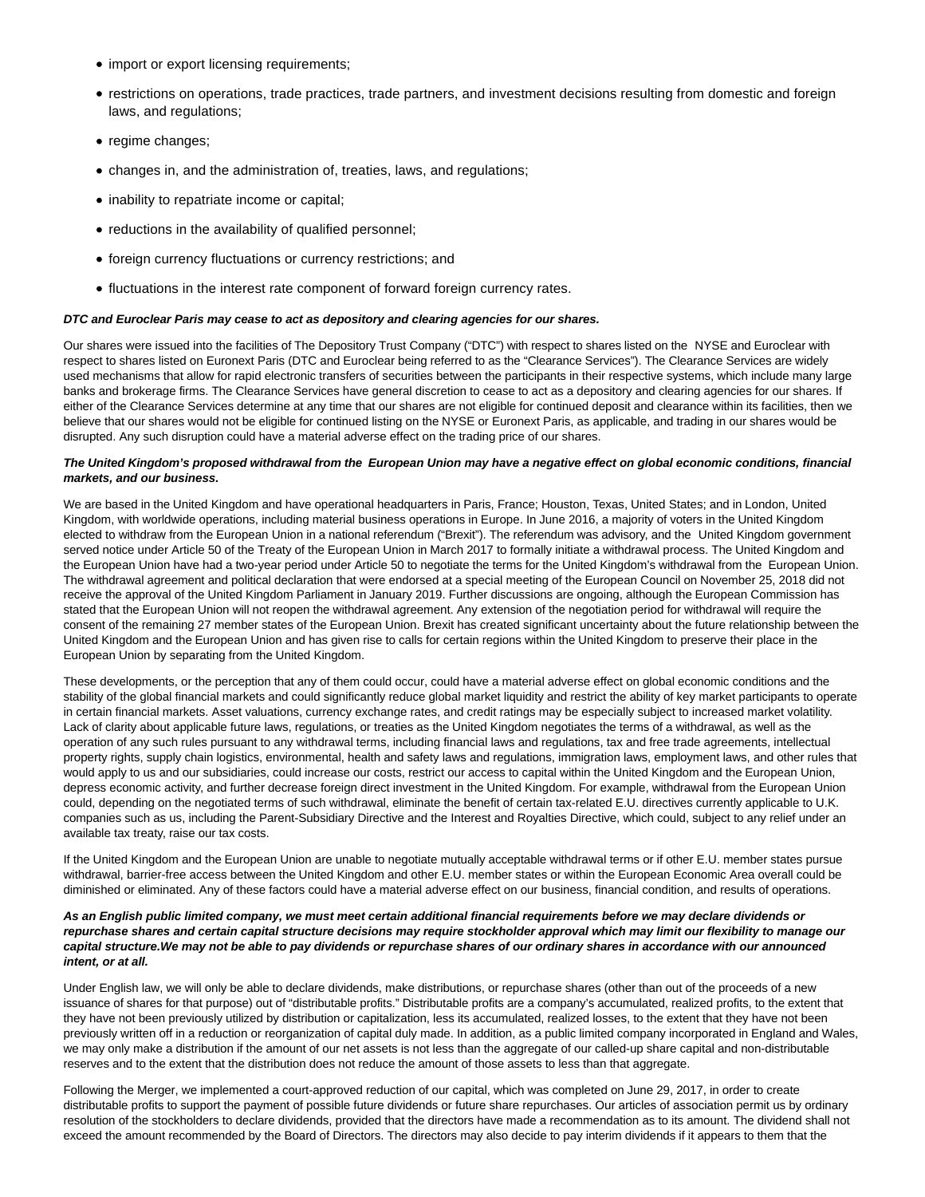- import or export licensing requirements;
- restrictions on operations, trade practices, trade partners, and investment decisions resulting from domestic and foreign laws, and regulations;
- regime changes;
- changes in, and the administration of, treaties, laws, and regulations;
- inability to repatriate income or capital;
- reductions in the availability of qualified personnel;
- foreign currency fluctuations or currency restrictions; and
- fluctuations in the interest rate component of forward foreign currency rates.

***DTC and Euroclear Paris may cease to act as depository and clearing agencies for our shares.***

Our shares were issued into the facilities of The Depository Trust Company (“DTC”) with respect to shares listed on the NYSE and Euroclear with respect to shares listed on Euronext Paris (DTC and Euroclear being referred to as the “Clearance Services”). The Clearance Services are widely used mechanisms that allow for rapid electronic transfers of securities between the participants in their respective systems, which include many large banks and brokerage firms. The Clearance Services have general discretion to cease to act as a depository and clearing agencies for our shares. If either of the Clearance Services determine at any time that our shares are not eligible for continued deposit and clearance within its facilities, then we believe that our shares would not be eligible for continued listing on the NYSE or Euronext Paris, as applicable, and trading in our shares would be disrupted. Any such disruption could have a material adverse effect on the trading price of our shares.

***The United Kingdom’s proposed withdrawal from the European Union may have a negative effect on global economic conditions, financial markets, and our business.***

We are based in the United Kingdom and have operational headquarters in Paris, France; Houston, Texas, United States; and in London, United Kingdom, with worldwide operations, including material business operations in Europe. In June 2016, a majority of voters in the United Kingdom elected to withdraw from the European Union in a national referendum (“Brexit”). The referendum was advisory, and the United Kingdom government served notice under Article 50 of the Treaty of the European Union in March 2017 to formally initiate a withdrawal process. The United Kingdom and the European Union have had a two-year period under Article 50 to negotiate the terms for the United Kingdom’s withdrawal from the European Union. The withdrawal agreement and political declaration that were endorsed at a special meeting of the European Council on November 25, 2018 did not receive the approval of the United Kingdom Parliament in January 2019. Further discussions are ongoing, although the European Commission has stated that the European Union will not reopen the withdrawal agreement. Any extension of the negotiation period for withdrawal will require the consent of the remaining 27 member states of the European Union. Brexit has created significant uncertainty about the future relationship between the United Kingdom and the European Union and has given rise to calls for certain regions within the United Kingdom to preserve their place in the European Union by separating from the United Kingdom.

These developments, or the perception that any of them could occur, could have a material adverse effect on global economic conditions and the stability of the global financial markets and could significantly reduce global market liquidity and restrict the ability of key market participants to operate in certain financial markets. Asset valuations, currency exchange rates, and credit ratings may be especially subject to increased market volatility. Lack of clarity about applicable future laws, regulations, or treaties as the United Kingdom negotiates the terms of a withdrawal, as well as the operation of any such rules pursuant to any withdrawal terms, including financial laws and regulations, tax and free trade agreements, intellectual property rights, supply chain logistics, environmental, health and safety laws and regulations, immigration laws, employment laws, and other rules that would apply to us and our subsidiaries, could increase our costs, restrict our access to capital within the United Kingdom and the European Union, depress economic activity, and further decrease foreign direct investment in the United Kingdom. For example, withdrawal from the European Union could, depending on the negotiated terms of such withdrawal, eliminate the benefit of certain tax-related E.U. directives currently applicable to U.K. companies such as us, including the Parent-Subsidiary Directive and the Interest and Royalties Directive, which could, subject to any relief under an available tax treaty, raise our tax costs.

If the United Kingdom and the European Union are unable to negotiate mutually acceptable withdrawal terms or if other E.U. member states pursue withdrawal, barrier-free access between the United Kingdom and other E.U. member states or within the European Economic Area overall could be diminished or eliminated. Any of these factors could have a material adverse effect on our business, financial condition, and results of operations.

***As an English public limited company, we must meet certain additional financial requirements before we may declare dividends or repurchase shares and certain capital structure decisions may require stockholder approval which may limit our flexibility to manage our capital structure.We may not be able to pay dividends or repurchase shares of our ordinary shares in accordance with our announced intent, or at all.***

Under English law, we will only be able to declare dividends, make distributions, or repurchase shares (other than out of the proceeds of a new issuance of shares for that purpose) out of “distributable profits.” Distributable profits are a company’s accumulated, realized profits, to the extent that they have not been previously utilized by distribution or capitalization, less its accumulated, realized losses, to the extent that they have not been previously written off in a reduction or reorganization of capital duly made. In addition, as a public limited company incorporated in England and Wales, we may only make a distribution if the amount of our net assets is not less than the aggregate of our called-up share capital and non-distributable reserves and to the extent that the distribution does not reduce the amount of those assets to less than that aggregate.

Following the Merger, we implemented a court-approved reduction of our capital, which was completed on June 29, 2017, in order to create distributable profits to support the payment of possible future dividends or future share repurchases. Our articles of association permit us by ordinary resolution of the stockholders to declare dividends, provided that the directors have made a recommendation as to its amount. The dividend shall not exceed the amount recommended by the Board of Directors. The directors may also decide to pay interim dividends if it appears to them that the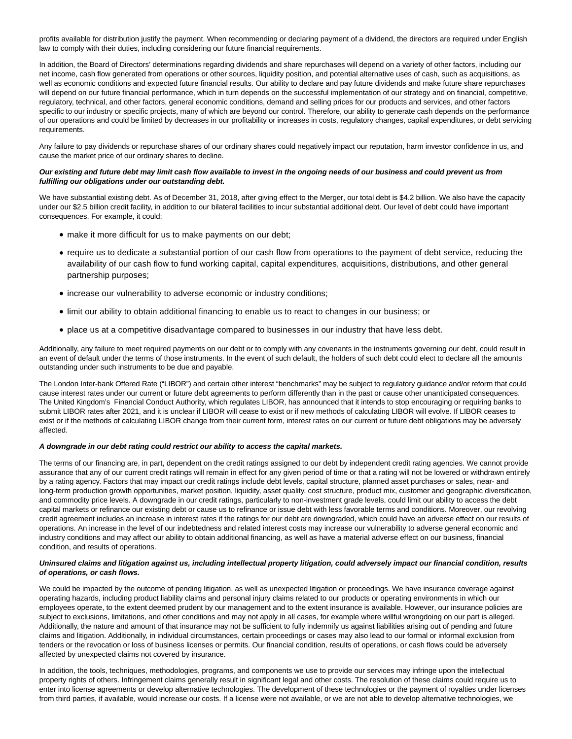profits available for distribution justify the payment. When recommending or declaring payment of a dividend, the directors are required under English law to comply with their duties, including considering our future financial requirements.

In addition, the Board of Directors' determinations regarding dividends and share repurchases will depend on a variety of other factors, including our net income, cash flow generated from operations or other sources, liquidity position, and potential alternative uses of cash, such as acquisitions, as well as economic conditions and expected future financial results. Our ability to declare and pay future dividends and make future share repurchases will depend on our future financial performance, which in turn depends on the successful implementation of our strategy and on financial, competitive, regulatory, technical, and other factors, general economic conditions, demand and selling prices for our products and services, and other factors specific to our industry or specific projects, many of which are beyond our control. Therefore, our ability to generate cash depends on the performance of our operations and could be limited by decreases in our profitability or increases in costs, regulatory changes, capital expenditures, or debt servicing requirements.

Any failure to pay dividends or repurchase shares of our ordinary shares could negatively impact our reputation, harm investor confidence in us, and cause the market price of our ordinary shares to decline.

***Our existing and future debt may limit cash flow available to invest in the ongoing needs of our business and could prevent us from fulfilling our obligations under our outstanding debt.***

We have substantial existing debt. As of December 31, 2018, after giving effect to the Merger, our total debt is $4.2 billion. We also have the capacity under our $2.5 billion credit facility, in addition to our bilateral facilities to incur substantial additional debt. Our level of debt could have important consequences. For example, it could:

- make it more difficult for us to make payments on our debt;
- require us to dedicate a substantial portion of our cash flow from operations to the payment of debt service, reducing the availability of our cash flow to fund working capital, capital expenditures, acquisitions, distributions, and other general partnership purposes;
- increase our vulnerability to adverse economic or industry conditions;
- limit our ability to obtain additional financing to enable us to react to changes in our business; or
- place us at a competitive disadvantage compared to businesses in our industry that have less debt.

Additionally, any failure to meet required payments on our debt or to comply with any covenants in the instruments governing our debt, could result in an event of default under the terms of those instruments. In the event of such default, the holders of such debt could elect to declare all the amounts outstanding under such instruments to be due and payable.

The London Inter-bank Offered Rate ("LIBOR") and certain other interest "benchmarks" may be subject to regulatory guidance and/or reform that could cause interest rates under our current or future debt agreements to perform differently than in the past or cause other unanticipated consequences. The United Kingdom's Financial Conduct Authority, which regulates LIBOR, has announced that it intends to stop encouraging or requiring banks to submit LIBOR rates after 2021, and it is unclear if LIBOR will cease to exist or if new methods of calculating LIBOR will evolve. If LIBOR ceases to exist or if the methods of calculating LIBOR change from their current form, interest rates on our current or future debt obligations may be adversely affected.

***A downgrade in our debt rating could restrict our ability to access the capital markets.***

The terms of our financing are, in part, dependent on the credit ratings assigned to our debt by independent credit rating agencies. We cannot provide assurance that any of our current credit ratings will remain in effect for any given period of time or that a rating will not be lowered or withdrawn entirely by a rating agency. Factors that may impact our credit ratings include debt levels, capital structure, planned asset purchases or sales, near- and long-term production growth opportunities, market position, liquidity, asset quality, cost structure, product mix, customer and geographic diversification, and commodity price levels. A downgrade in our credit ratings, particularly to non-investment grade levels, could limit our ability to access the debt capital markets or refinance our existing debt or cause us to refinance or issue debt with less favorable terms and conditions. Moreover, our revolving credit agreement includes an increase in interest rates if the ratings for our debt are downgraded, which could have an adverse effect on our results of operations. An increase in the level of our indebtedness and related interest costs may increase our vulnerability to adverse general economic and industry conditions and may affect our ability to obtain additional financing, as well as have a material adverse effect on our business, financial condition, and results of operations.

***Uninsured claims and litigation against us, including intellectual property litigation, could adversely impact our financial condition, results of operations, or cash flows.***

We could be impacted by the outcome of pending litigation, as well as unexpected litigation or proceedings. We have insurance coverage against operating hazards, including product liability claims and personal injury claims related to our products or operating environments in which our employees operate, to the extent deemed prudent by our management and to the extent insurance is available. However, our insurance policies are subject to exclusions, limitations, and other conditions and may not apply in all cases, for example where willful wrongdoing on our part is alleged. Additionally, the nature and amount of that insurance may not be sufficient to fully indemnify us against liabilities arising out of pending and future claims and litigation. Additionally, in individual circumstances, certain proceedings or cases may also lead to our formal or informal exclusion from tenders or the revocation or loss of business licenses or permits. Our financial condition, results of operations, or cash flows could be adversely affected by unexpected claims not covered by insurance.

In addition, the tools, techniques, methodologies, programs, and components we use to provide our services may infringe upon the intellectual property rights of others. Infringement claims generally result in significant legal and other costs. The resolution of these claims could require us to enter into license agreements or develop alternative technologies. The development of these technologies or the payment of royalties under licenses from third parties, if available, would increase our costs. If a license were not available, or we are not able to develop alternative technologies, we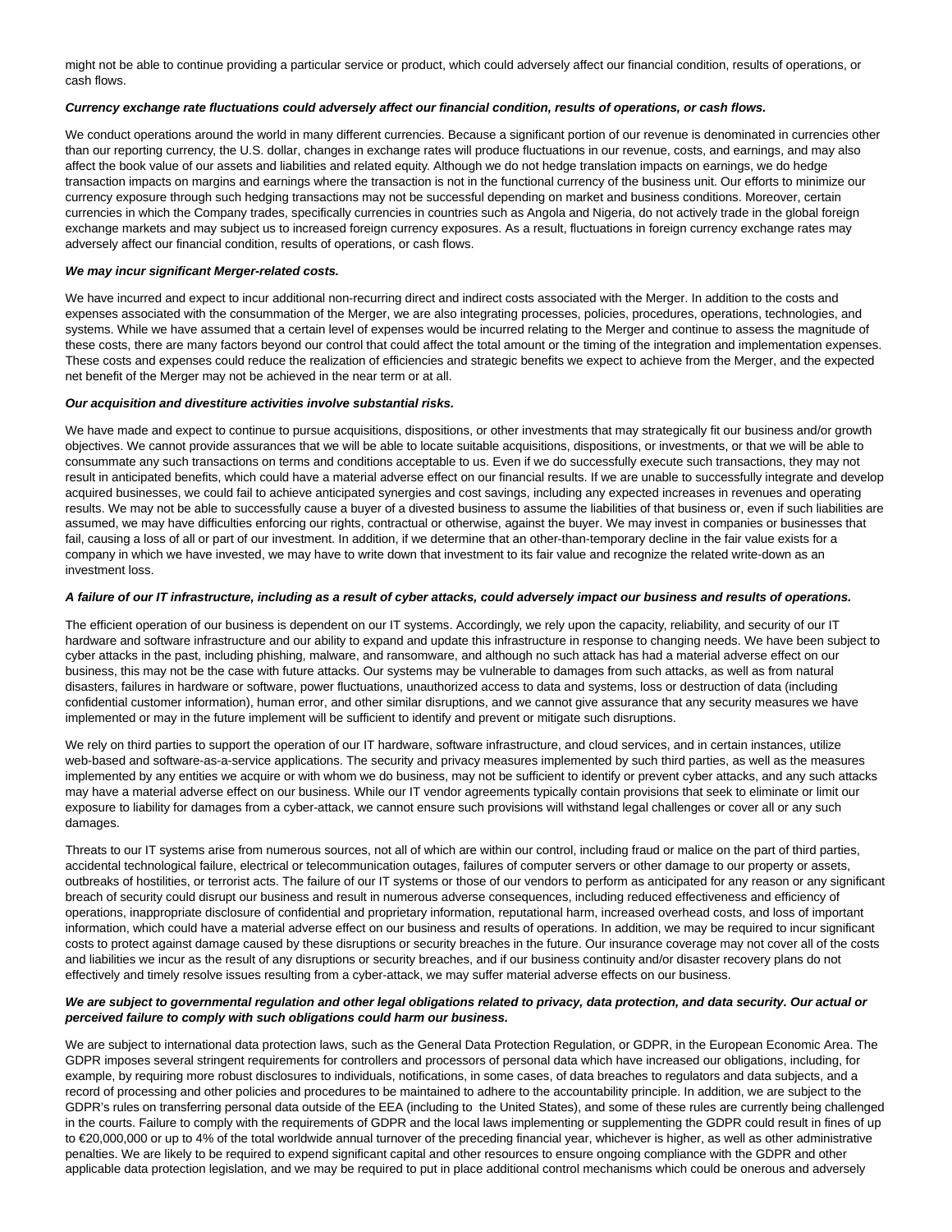might not be able to continue providing a particular service or product, which could adversely affect our financial condition, results of operations, or cash flows.

***Currency exchange rate fluctuations could adversely affect our financial condition, results of operations, or cash flows.***

We conduct operations around the world in many different currencies. Because a significant portion of our revenue is denominated in currencies other than our reporting currency, the U.S. dollar, changes in exchange rates will produce fluctuations in our revenue, costs, and earnings, and may also affect the book value of our assets and liabilities and related equity. Although we do not hedge translation impacts on earnings, we do hedge transaction impacts on margins and earnings where the transaction is not in the functional currency of the business unit. Our efforts to minimize our currency exposure through such hedging transactions may not be successful depending on market and business conditions. Moreover, certain currencies in which the Company trades, specifically currencies in countries such as Angola and Nigeria, do not actively trade in the global foreign exchange markets and may subject us to increased foreign currency exposures. As a result, fluctuations in foreign currency exchange rates may adversely affect our financial condition, results of operations, or cash flows.

***We may incur significant Merger-related costs.***

We have incurred and expect to incur additional non-recurring direct and indirect costs associated with the Merger. In addition to the costs and expenses associated with the consummation of the Merger, we are also integrating processes, policies, procedures, operations, technologies, and systems. While we have assumed that a certain level of expenses would be incurred relating to the Merger and continue to assess the magnitude of these costs, there are many factors beyond our control that could affect the total amount or the timing of the integration and implementation expenses. These costs and expenses could reduce the realization of efficiencies and strategic benefits we expect to achieve from the Merger, and the expected net benefit of the Merger may not be achieved in the near term or at all.

***Our acquisition and divestiture activities involve substantial risks.***

We have made and expect to continue to pursue acquisitions, dispositions, or other investments that may strategically fit our business and/or growth objectives. We cannot provide assurances that we will be able to locate suitable acquisitions, dispositions, or investments, or that we will be able to consummate any such transactions on terms and conditions acceptable to us. Even if we do successfully execute such transactions, they may not result in anticipated benefits, which could have a material adverse effect on our financial results. If we are unable to successfully integrate and develop acquired businesses, we could fail to achieve anticipated synergies and cost savings, including any expected increases in revenues and operating results. We may not be able to successfully cause a buyer of a divested business to assume the liabilities of that business or, even if such liabilities are assumed, we may have difficulties enforcing our rights, contractual or otherwise, against the buyer. We may invest in companies or businesses that fail, causing a loss of all or part of our investment. In addition, if we determine that an other-than-temporary decline in the fair value exists for a company in which we have invested, we may have to write down that investment to its fair value and recognize the related write-down as an investment loss.

***A failure of our IT infrastructure, including as a result of cyber attacks, could adversely impact our business and results of operations.***

The efficient operation of our business is dependent on our IT systems. Accordingly, we rely upon the capacity, reliability, and security of our IT hardware and software infrastructure and our ability to expand and update this infrastructure in response to changing needs. We have been subject to cyber attacks in the past, including phishing, malware, and ransomware, and although no such attack has had a material adverse effect on our business, this may not be the case with future attacks. Our systems may be vulnerable to damages from such attacks, as well as from natural disasters, failures in hardware or software, power fluctuations, unauthorized access to data and systems, loss or destruction of data (including confidential customer information), human error, and other similar disruptions, and we cannot give assurance that any security measures we have implemented or may in the future implement will be sufficient to identify and prevent or mitigate such disruptions.

We rely on third parties to support the operation of our IT hardware, software infrastructure, and cloud services, and in certain instances, utilize web-based and software-as-a-service applications. The security and privacy measures implemented by such third parties, as well as the measures implemented by any entities we acquire or with whom we do business, may not be sufficient to identify or prevent cyber attacks, and any such attacks may have a material adverse effect on our business. While our IT vendor agreements typically contain provisions that seek to eliminate or limit our exposure to liability for damages from a cyber-attack, we cannot ensure such provisions will withstand legal challenges or cover all or any such damages.

Threats to our IT systems arise from numerous sources, not all of which are within our control, including fraud or malice on the part of third parties, accidental technological failure, electrical or telecommunication outages, failures of computer servers or other damage to our property or assets, outbreaks of hostilities, or terrorist acts. The failure of our IT systems or those of our vendors to perform as anticipated for any reason or any significant breach of security could disrupt our business and result in numerous adverse consequences, including reduced effectiveness and efficiency of operations, inappropriate disclosure of confidential and proprietary information, reputational harm, increased overhead costs, and loss of important information, which could have a material adverse effect on our business and results of operations. In addition, we may be required to incur significant costs to protect against damage caused by these disruptions or security breaches in the future. Our insurance coverage may not cover all of the costs and liabilities we incur as the result of any disruptions or security breaches, and if our business continuity and/or disaster recovery plans do not effectively and timely resolve issues resulting from a cyber-attack, we may suffer material adverse effects on our business.

***We are subject to governmental regulation and other legal obligations related to privacy, data protection, and data security. Our actual or perceived failure to comply with such obligations could harm our business.***

We are subject to international data protection laws, such as the General Data Protection Regulation, or GDPR, in the European Economic Area. The GDPR imposes several stringent requirements for controllers and processors of personal data which have increased our obligations, including, for example, by requiring more robust disclosures to individuals, notifications, in some cases, of data breaches to regulators and data subjects, and a record of processing and other policies and procedures to be maintained to adhere to the accountability principle. In addition, we are subject to the GDPR's rules on transferring personal data outside of the EEA (including to the United States), and some of these rules are currently being challenged in the courts. Failure to comply with the requirements of GDPR and the local laws implementing or supplementing the GDPR could result in fines of up to €20,000,000 or up to 4% of the total worldwide annual turnover of the preceding financial year, whichever is higher, as well as other administrative penalties. We are likely to be required to expend significant capital and other resources to ensure ongoing compliance with the GDPR and other applicable data protection legislation, and we may be required to put in place additional control mechanisms which could be onerous and adversely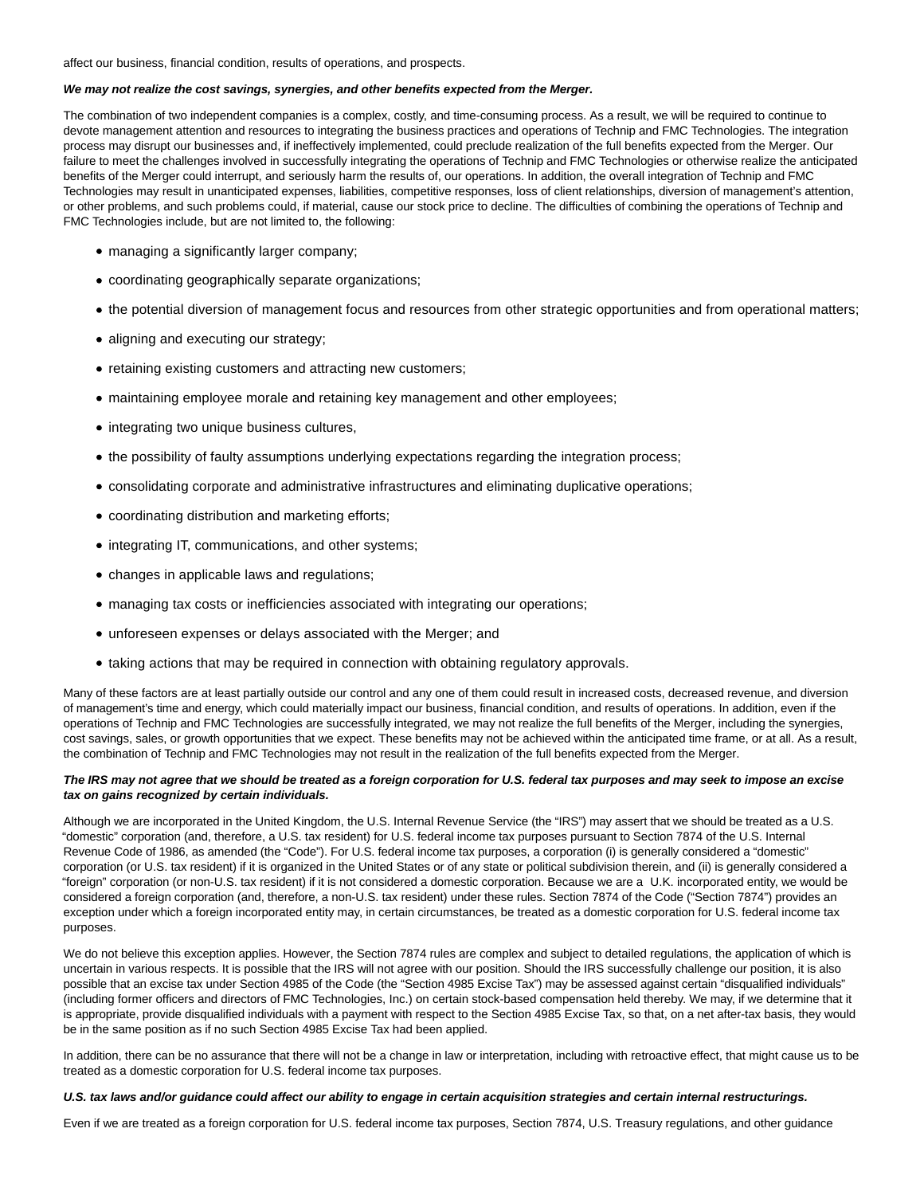affect our business, financial condition, results of operations, and prospects.

***We may not realize the cost savings, synergies, and other benefits expected from the Merger.***

The combination of two independent companies is a complex, costly, and time-consuming process. As a result, we will be required to continue to devote management attention and resources to integrating the business practices and operations of Technip and FMC Technologies. The integration process may disrupt our businesses and, if ineffectively implemented, could preclude realization of the full benefits expected from the Merger. Our failure to meet the challenges involved in successfully integrating the operations of Technip and FMC Technologies or otherwise realize the anticipated benefits of the Merger could interrupt, and seriously harm the results of, our operations. In addition, the overall integration of Technip and FMC Technologies may result in unanticipated expenses, liabilities, competitive responses, loss of client relationships, diversion of management's attention, or other problems, and such problems could, if material, cause our stock price to decline. The difficulties of combining the operations of Technip and FMC Technologies include, but are not limited to, the following:

- managing a significantly larger company;
- coordinating geographically separate organizations;
- the potential diversion of management focus and resources from other strategic opportunities and from operational matters;
- aligning and executing our strategy;
- retaining existing customers and attracting new customers;
- maintaining employee morale and retaining key management and other employees;
- integrating two unique business cultures,
- the possibility of faulty assumptions underlying expectations regarding the integration process;
- consolidating corporate and administrative infrastructures and eliminating duplicative operations;
- coordinating distribution and marketing efforts;
- integrating IT, communications, and other systems;
- changes in applicable laws and regulations;
- managing tax costs or inefficiencies associated with integrating our operations;
- unforeseen expenses or delays associated with the Merger; and
- taking actions that may be required in connection with obtaining regulatory approvals.

Many of these factors are at least partially outside our control and any one of them could result in increased costs, decreased revenue, and diversion of management's time and energy, which could materially impact our business, financial condition, and results of operations. In addition, even if the operations of Technip and FMC Technologies are successfully integrated, we may not realize the full benefits of the Merger, including the synergies, cost savings, sales, or growth opportunities that we expect. These benefits may not be achieved within the anticipated time frame, or at all. As a result, the combination of Technip and FMC Technologies may not result in the realization of the full benefits expected from the Merger.

***The IRS may not agree that we should be treated as a foreign corporation for U.S. federal tax purposes and may seek to impose an excise tax on gains recognized by certain individuals.***

Although we are incorporated in the United Kingdom, the U.S. Internal Revenue Service (the "IRS") may assert that we should be treated as a U.S. "domestic" corporation (and, therefore, a U.S. tax resident) for U.S. federal income tax purposes pursuant to Section 7874 of the U.S. Internal Revenue Code of 1986, as amended (the "Code"). For U.S. federal income tax purposes, a corporation (i) is generally considered a "domestic" corporation (or U.S. tax resident) if it is organized in the United States or of any state or political subdivision therein, and (ii) is generally considered a "foreign" corporation (or non-U.S. tax resident) if it is not considered a domestic corporation. Because we are a U.K. incorporated entity, we would be considered a foreign corporation (and, therefore, a non-U.S. tax resident) under these rules. Section 7874 of the Code ("Section 7874") provides an exception under which a foreign incorporated entity may, in certain circumstances, be treated as a domestic corporation for U.S. federal income tax purposes.

We do not believe this exception applies. However, the Section 7874 rules are complex and subject to detailed regulations, the application of which is uncertain in various respects. It is possible that the IRS will not agree with our position. Should the IRS successfully challenge our position, it is also possible that an excise tax under Section 4985 of the Code (the "Section 4985 Excise Tax") may be assessed against certain "disqualified individuals" (including former officers and directors of FMC Technologies, Inc.) on certain stock-based compensation held thereby. We may, if we determine that it is appropriate, provide disqualified individuals with a payment with respect to the Section 4985 Excise Tax, so that, on a net after-tax basis, they would be in the same position as if no such Section 4985 Excise Tax had been applied.

In addition, there can be no assurance that there will not be a change in law or interpretation, including with retroactive effect, that might cause us to be treated as a domestic corporation for U.S. federal income tax purposes.

***U.S. tax laws and/or guidance could affect our ability to engage in certain acquisition strategies and certain internal restructurings.***

Even if we are treated as a foreign corporation for U.S. federal income tax purposes, Section 7874, U.S. Treasury regulations, and other guidance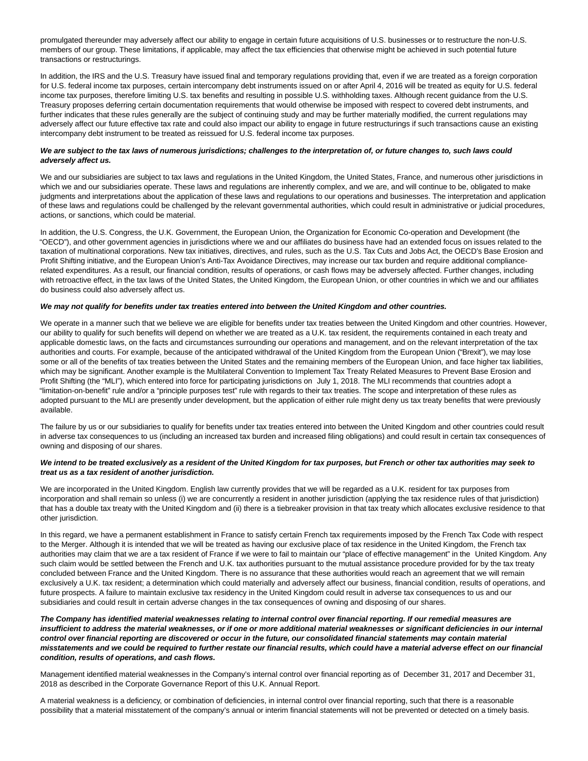promulgated thereunder may adversely affect our ability to engage in certain future acquisitions of U.S. businesses or to restructure the non-U.S. members of our group. These limitations, if applicable, may affect the tax efficiencies that otherwise might be achieved in such potential future transactions or restructurings.

In addition, the IRS and the U.S. Treasury have issued final and temporary regulations providing that, even if we are treated as a foreign corporation for U.S. federal income tax purposes, certain intercompany debt instruments issued on or after April 4, 2016 will be treated as equity for U.S. federal income tax purposes, therefore limiting U.S. tax benefits and resulting in possible U.S. withholding taxes. Although recent guidance from the U.S. Treasury proposes deferring certain documentation requirements that would otherwise be imposed with respect to covered debt instruments, and further indicates that these rules generally are the subject of continuing study and may be further materially modified, the current regulations may adversely affect our future effective tax rate and could also impact our ability to engage in future restructurings if such transactions cause an existing intercompany debt instrument to be treated as reissued for U.S. federal income tax purposes.

***We are subject to the tax laws of numerous jurisdictions; challenges to the interpretation of, or future changes to, such laws could adversely affect us.***

We and our subsidiaries are subject to tax laws and regulations in the United Kingdom, the United States, France, and numerous other jurisdictions in which we and our subsidiaries operate. These laws and regulations are inherently complex, and we are, and will continue to be, obligated to make judgments and interpretations about the application of these laws and regulations to our operations and businesses. The interpretation and application of these laws and regulations could be challenged by the relevant governmental authorities, which could result in administrative or judicial procedures, actions, or sanctions, which could be material.

In addition, the U.S. Congress, the U.K. Government, the European Union, the Organization for Economic Co-operation and Development (the "OECD"), and other government agencies in jurisdictions where we and our affiliates do business have had an extended focus on issues related to the taxation of multinational corporations. New tax initiatives, directives, and rules, such as the U.S. Tax Cuts and Jobs Act, the OECD's Base Erosion and Profit Shifting initiative, and the European Union's Anti-Tax Avoidance Directives, may increase our tax burden and require additional compliance-related expenditures. As a result, our financial condition, results of operations, or cash flows may be adversely affected. Further changes, including with retroactive effect, in the tax laws of the United States, the United Kingdom, the European Union, or other countries in which we and our affiliates do business could also adversely affect us.

***We may not qualify for benefits under tax treaties entered into between the United Kingdom and other countries.***

We operate in a manner such that we believe we are eligible for benefits under tax treaties between the United Kingdom and other countries. However, our ability to qualify for such benefits will depend on whether we are treated as a U.K. tax resident, the requirements contained in each treaty and applicable domestic laws, on the facts and circumstances surrounding our operations and management, and on the relevant interpretation of the tax authorities and courts. For example, because of the anticipated withdrawal of the United Kingdom from the European Union ("Brexit"), we may lose some or all of the benefits of tax treaties between the United States and the remaining members of the European Union, and face higher tax liabilities, which may be significant. Another example is the Multilateral Convention to Implement Tax Treaty Related Measures to Prevent Base Erosion and Profit Shifting (the "MLI"), which entered into force for participating jurisdictions on July 1, 2018. The MLI recommends that countries adopt a "limitation-on-benefit" rule and/or a "principle purposes test" rule with regards to their tax treaties. The scope and interpretation of these rules as adopted pursuant to the MLI are presently under development, but the application of either rule might deny us tax treaty benefits that were previously available.

The failure by us or our subsidiaries to qualify for benefits under tax treaties entered into between the United Kingdom and other countries could result in adverse tax consequences to us (including an increased tax burden and increased filing obligations) and could result in certain tax consequences of owning and disposing of our shares.

***We intend to be treated exclusively as a resident of the United Kingdom for tax purposes, but French or other tax authorities may seek to treat us as a tax resident of another jurisdiction.***

We are incorporated in the United Kingdom. English law currently provides that we will be regarded as a U.K. resident for tax purposes from incorporation and shall remain so unless (i) we are concurrently a resident in another jurisdiction (applying the tax residence rules of that jurisdiction) that has a double tax treaty with the United Kingdom and (ii) there is a tiebreaker provision in that tax treaty which allocates exclusive residence to that other jurisdiction.

In this regard, we have a permanent establishment in France to satisfy certain French tax requirements imposed by the French Tax Code with respect to the Merger. Although it is intended that we will be treated as having our exclusive place of tax residence in the United Kingdom, the French tax authorities may claim that we are a tax resident of France if we were to fail to maintain our "place of effective management" in the United Kingdom. Any such claim would be settled between the French and U.K. tax authorities pursuant to the mutual assistance procedure provided for by the tax treaty concluded between France and the United Kingdom. There is no assurance that these authorities would reach an agreement that we will remain exclusively a U.K. tax resident; a determination which could materially and adversely affect our business, financial condition, results of operations, and future prospects. A failure to maintain exclusive tax residency in the United Kingdom could result in adverse tax consequences to us and our subsidiaries and could result in certain adverse changes in the tax consequences of owning and disposing of our shares.

***The Company has identified material weaknesses relating to internal control over financial reporting. If our remedial measures are insufficient to address the material weaknesses, or if one or more additional material weaknesses or significant deficiencies in our internal control over financial reporting are discovered or occur in the future, our consolidated financial statements may contain material misstatements and we could be required to further restate our financial results, which could have a material adverse effect on our financial condition, results of operations, and cash flows.***

Management identified material weaknesses in the Company's internal control over financial reporting as of December 31, 2017 and December 31, 2018 as described in the Corporate Governance Report of this U.K. Annual Report.

A material weakness is a deficiency, or combination of deficiencies, in internal control over financial reporting, such that there is a reasonable possibility that a material misstatement of the company's annual or interim financial statements will not be prevented or detected on a timely basis.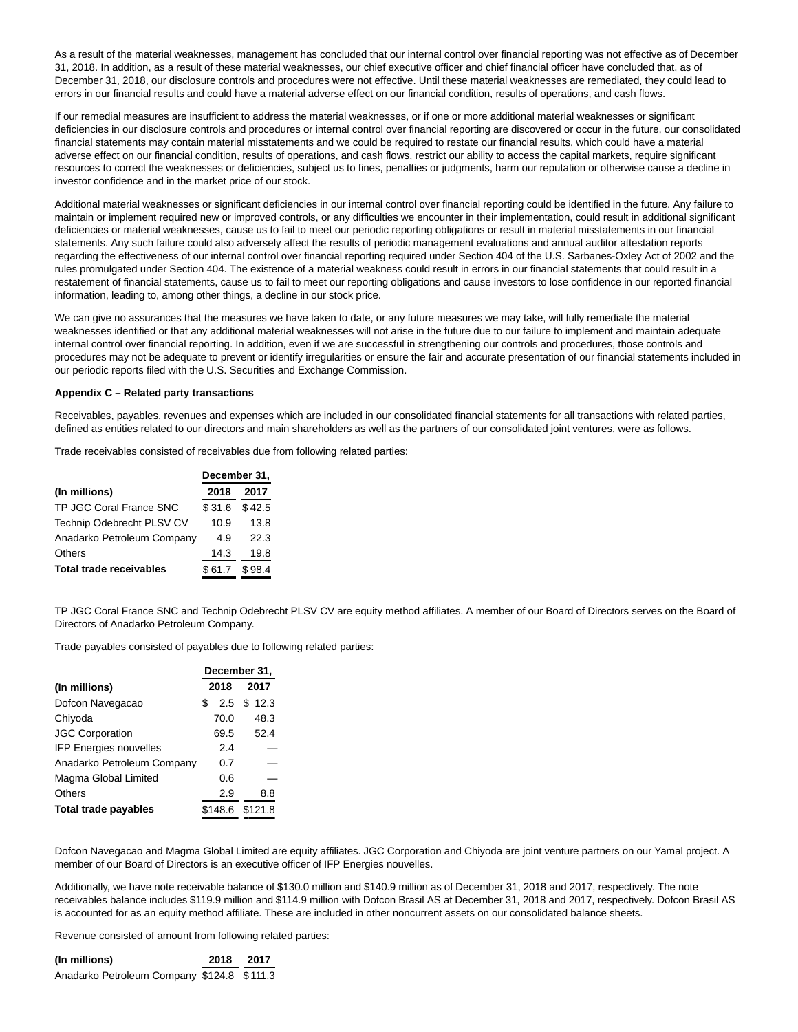As a result of the material weaknesses, management has concluded that our internal control over financial reporting was not effective as of December 31, 2018. In addition, as a result of these material weaknesses, our chief executive officer and chief financial officer have concluded that, as of December 31, 2018, our disclosure controls and procedures were not effective. Until these material weaknesses are remediated, they could lead to errors in our financial results and could have a material adverse effect on our financial condition, results of operations, and cash flows.

If our remedial measures are insufficient to address the material weaknesses, or if one or more additional material weaknesses or significant deficiencies in our disclosure controls and procedures or internal control over financial reporting are discovered or occur in the future, our consolidated financial statements may contain material misstatements and we could be required to restate our financial results, which could have a material adverse effect on our financial condition, results of operations, and cash flows, restrict our ability to access the capital markets, require significant resources to correct the weaknesses or deficiencies, subject us to fines, penalties or judgments, harm our reputation or otherwise cause a decline in investor confidence and in the market price of our stock.

Additional material weaknesses or significant deficiencies in our internal control over financial reporting could be identified in the future. Any failure to maintain or implement required new or improved controls, or any difficulties we encounter in their implementation, could result in additional significant deficiencies or material weaknesses, cause us to fail to meet our periodic reporting obligations or result in material misstatements in our financial statements. Any such failure could also adversely affect the results of periodic management evaluations and annual auditor attestation reports regarding the effectiveness of our internal control over financial reporting required under Section 404 of the U.S. Sarbanes-Oxley Act of 2002 and the rules promulgated under Section 404. The existence of a material weakness could result in errors in our financial statements that could result in a restatement of financial statements, cause us to fail to meet our reporting obligations and cause investors to lose confidence in our reported financial information, leading to, among other things, a decline in our stock price.

We can give no assurances that the measures we have taken to date, or any future measures we may take, will fully remediate the material weaknesses identified or that any additional material weaknesses will not arise in the future due to our failure to implement and maintain adequate internal control over financial reporting. In addition, even if we are successful in strengthening our controls and procedures, those controls and procedures may not be adequate to prevent or identify irregularities or ensure the fair and accurate presentation of our financial statements included in our periodic reports filed with the U.S. Securities and Exchange Commission.

**Appendix C – Related party transactions**

Receivables, payables, revenues and expenses which are included in our consolidated financial statements for all transactions with related parties, defined as entities related to our directors and main shareholders as well as the partners of our consolidated joint ventures, were as follows.

Trade receivables consisted of receivables due from following related parties:

| | December 31, | |
|---|---|---|
| **(In millions)** | **2018** | **2017** |
| TP JGC Coral France SNC | $ 31.6 | $ 42.5 |
| Technip Odebrecht PLSV CV | 10.9 | 13.8 |
| Anadarko Petroleum Company | 4.9 | 22.3 |
| Others | 14.3 | 19.8 |
| **Total trade receivables** | $ 61.7 | $ 98.4 |

TP JGC Coral France SNC and Technip Odebrecht PLSV CV are equity method affiliates. A member of our Board of Directors serves on the Board of Directors of Anadarko Petroleum Company.

Trade payables consisted of payables due to following related parties:

| | December 31, | |
|---|---|---|
| **(In millions)** | **2018** | **2017** |
| Dofcon Navegacao | $ 2.5 | $ 12.3 |
| Chiyoda | 70.0 | 48.3 |
| JGC Corporation | 69.5 | 52.4 |
| IFP Energies nouvelles | 2.4 | — |
| Anadarko Petroleum Company | 0.7 | — |
| Magma Global Limited | 0.6 | — |
| Others | 2.9 | 8.8 |
| **Total trade payables** | $148.6 | $121.8 |

Dofcon Navegacao and Magma Global Limited are equity affiliates. JGC Corporation and Chiyoda are joint venture partners on our Yamal project. A member of our Board of Directors is an executive officer of IFP Energies nouvelles.

Additionally, we have note receivable balance of $130.0 million and $140.9 million as of December 31, 2018 and 2017, respectively. The note receivables balance includes $119.9 million and $114.9 million with Dofcon Brasil AS at December 31, 2018 and 2017, respectively. Dofcon Brasil AS is accounted for as an equity method affiliate. These are included in other noncurrent assets on our consolidated balance sheets.

Revenue consisted of amount from following related parties:

| **(In millions)** | **2018** | **2017** |
|---|---|---|
| Anadarko Petroleum Company | $124.8 | $ 111.3 |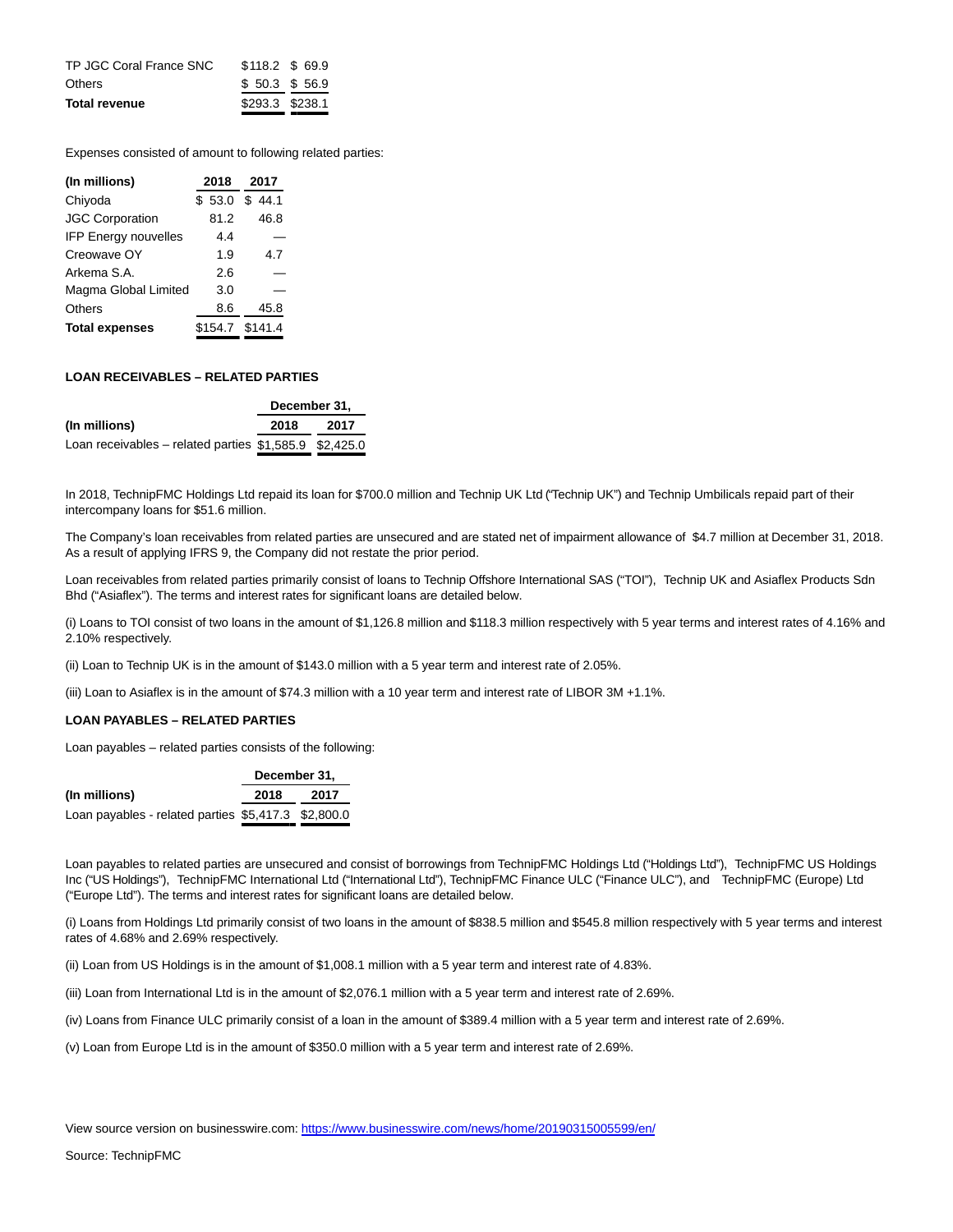| | | |
|---|---|---|
| TP JGC Coral France SNC | $118.2 | $ 69.9 |
| Others | $ 50.3 | $ 56.9 |
| **Total revenue** | $293.3 | $238.1 |

Expenses consisted of amount to following related parties:

| **(In millions)** | **2018** | **2017** |
|---|---|---|
| Chiyoda | $ 53.0 | $ 44.1 |
| JGC Corporation | 81.2 | 46.8 |
| IFP Energy nouvelles | 4.4 | — |
| Creowave OY | 1.9 | 4.7 |
| Arkema S.A. | 2.6 | — |
| Magma Global Limited | 3.0 | — |
| Others | 8.6 | 45.8 |
| **Total expenses** | $154.7 | $141.4 |

**LOAN RECEIVABLES – RELATED PARTIES**

| | **December 31,** | |
|---|---|---|
| **(In millions)** | **2018** | **2017** |
| Loan receivables – related parties | $1,585.9 | $2,425.0 |

In 2018, TechnipFMC Holdings Ltd repaid its loan for $700.0 million and Technip UK Ltd ("Technip UK") and Technip Umbilicals repaid part of their intercompany loans for $51.6 million.

The Company's loan receivables from related parties are unsecured and are stated net of impairment allowance of $4.7 million at December 31, 2018. As a result of applying IFRS 9, the Company did not restate the prior period.

Loan receivables from related parties primarily consist of loans to Technip Offshore International SAS ("TOI"), Technip UK and Asiaflex Products Sdn Bhd ("Asiaflex"). The terms and interest rates for significant loans are detailed below.

(i) Loans to TOI consist of two loans in the amount of $1,126.8 million and $118.3 million respectively with 5 year terms and interest rates of 4.16% and 2.10% respectively.

(ii) Loan to Technip UK is in the amount of $143.0 million with a 5 year term and interest rate of 2.05%.

(iii) Loan to Asiaflex is in the amount of $74.3 million with a 10 year term and interest rate of LIBOR 3M +1.1%.

**LOAN PAYABLES – RELATED PARTIES**

Loan payables – related parties consists of the following:

| | **December 31,** | |
|---|---|---|
| **(In millions)** | **2018** | **2017** |
| Loan payables - related parties | $5,417.3 | $2,800.0 |

Loan payables to related parties are unsecured and consist of borrowings from TechnipFMC Holdings Ltd ("Holdings Ltd"), TechnipFMC US Holdings Inc ("US Holdings"), TechnipFMC International Ltd ("International Ltd"), TechnipFMC Finance ULC ("Finance ULC"), and TechnipFMC (Europe) Ltd ("Europe Ltd"). The terms and interest rates for significant loans are detailed below.

(i) Loans from Holdings Ltd primarily consist of two loans in the amount of $838.5 million and $545.8 million respectively with 5 year terms and interest rates of 4.68% and 2.69% respectively.

(ii) Loan from US Holdings is in the amount of $1,008.1 million with a 5 year term and interest rate of 4.83%.

(iii) Loan from International Ltd is in the amount of $2,076.1 million with a 5 year term and interest rate of 2.69%.

(iv) Loans from Finance ULC primarily consist of a loan in the amount of $389.4 million with a 5 year term and interest rate of 2.69%.

(v) Loan from Europe Ltd is in the amount of $350.0 million with a 5 year term and interest rate of 2.69%.

View source version on businesswire.com: https://www.businesswire.com/news/home/20190315005599/en/

Source: TechnipFMC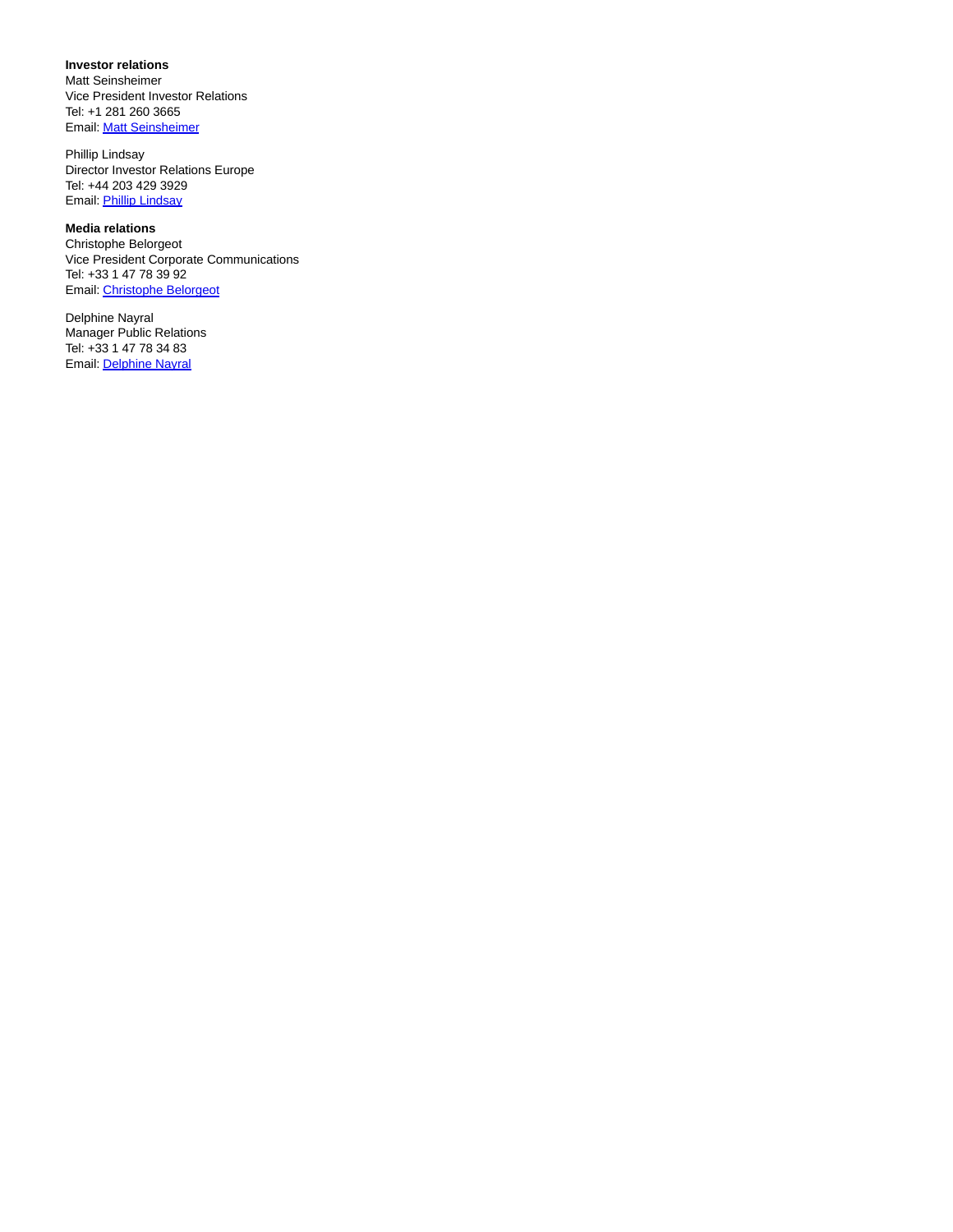**Investor relations**
Matt Seinsheimer
Vice President Investor Relations
Tel: +1 281 260 3665
Email: Matt Seinsheimer

Phillip Lindsay
Director Investor Relations Europe
Tel: +44 203 429 3929
Email: Phillip Lindsay

**Media relations**
Christophe Belorgeot
Vice President Corporate Communications
Tel: +33 1 47 78 39 92
Email: Christophe Belorgeot

Delphine Nayral
Manager Public Relations
Tel: +33 1 47 78 34 83
Email: Delphine Nayral